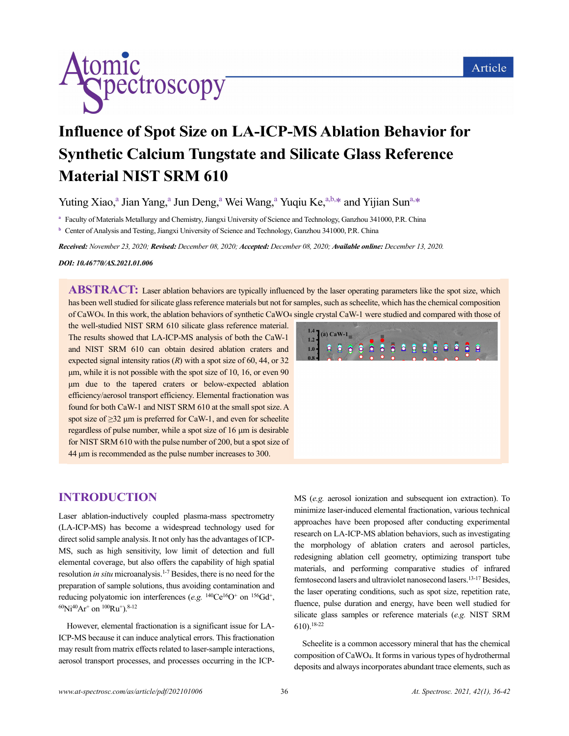# Influence of Spot Size on LA-ICP-MS Ablation Behavior for Synthetic Calcium Tungstate and Silicate Glass Reference Material NIST SRM 610

Yuting Xiao,[a] Jian Yang,[a] Jun Deng,[a] Wei Wang,[a] Yuqiu Ke,[a,b,*] and Yijian Sun[a,*]

[a] Faculty of Materials Metallurgy and Chemistry, Jiangxi University of Science and Technology, Ganzhou 341000, P.R. China

[b] Center of Analysis and Testing, Jiangxi University of Science and Technology, Ganzhou 341000, P.R. China

***Received:** November 23, 2020; **Revised:** December 08, 2020; **Accepted:** December 08, 2020; **Available online:** December 13, 2020.*

***DOI: 10.46770/AS.2021.01.006***

**ABSTRACT:** Laser ablation behaviors are typically influenced by the laser operating parameters like the spot size, which has been well studied for silicate glass reference materials but not for samples, such as scheelite, which has the chemical composition of $CaWO_4$. In this work, the ablation behaviors of synthetic $CaWO_4$ single crystal CaW-1 were studied and compared with those of the well-studied NIST SRM 610 silicate glass reference material. The results showed that LA-ICP-MS analysis of both the CaW-1 and NIST SRM 610 can obtain desired ablation craters and expected signal intensity ratios ($R$) with a spot size of 60, 44, or 32 µm, while it is not possible with the spot size of 10, 16, or even 90 µm due to the tapered craters or below-expected ablation efficiency/aerosol transport efficiency. Elemental fractionation was found for both CaW-1 and NIST SRM 610 at the small spot size. A spot size of ≥32 µm is preferred for CaW-1, and even for scheelite regardless of pulse number, while a spot size of 16 µm is desirable for NIST SRM 610 with the pulse number of 200, but a spot size of 44 µm is recommended as the pulse number increases to 300.

## INTRODUCTION

Laser ablation-inductively coupled plasma-mass spectrometry (LA-ICP-MS) has become a widespread technology used for direct solid sample analysis. It not only has the advantages of ICP-MS, such as high sensitivity, low limit of detection and full elemental coverage, but also offers the capability of high spatial resolution *in situ* microanalysis.[1-7] Besides, there is no need for the preparation of sample solutions, thus avoiding contamination and reducing polyatomic ion interferences (*e.g.* $^{140}Ce^{16}O^+$ on $^{156}Gd^+$, $^{60}Ni^{40}Ar^+$ on $^{100}Ru^+$).[8-12]

However, elemental fractionation is a significant issue for LA-ICP-MS because it can induce analytical errors. This fractionation may result from matrix effects related to laser-sample interactions, aerosol transport processes, and processes occurring in the ICP-MS (*e.g.* aerosol ionization and subsequent ion extraction). To minimize laser-induced elemental fractionation, various technical approaches have been proposed after conducting experimental research on LA-ICP-MS ablation behaviors, such as investigating the morphology of ablation craters and aerosol particles, redesigning ablation cell geometry, optimizing transport tube materials, and performing comparative studies of infrared femtosecond lasers and ultraviolet nanosecond lasers.[13-17] Besides, the laser operating conditions, such as spot size, repetition rate, fluence, pulse duration and energy, have been well studied for silicate glass samples or reference materials (*e.g.* NIST SRM 610).[18-22]

Scheelite is a common accessory mineral that has the chemical composition of $CaWO_4$. It forms in various types of hydrothermal deposits and always incorporates abundant trace elements, such as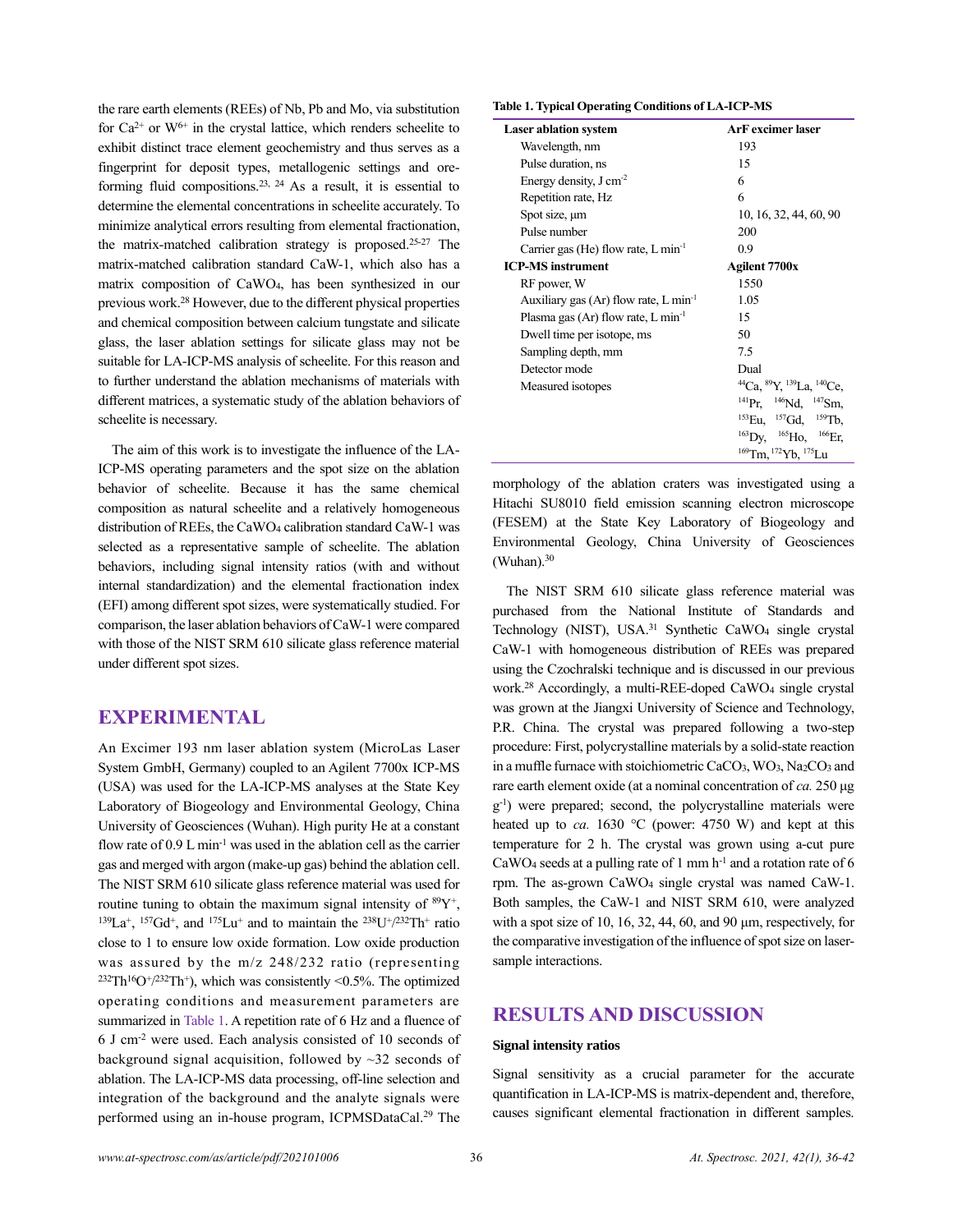the rare earth elements (REEs) of Nb, Pb and Mo, via substitution for $Ca^{2+}$ or $W^{6+}$ in the crystal lattice, which renders scheelite to exhibit distinct trace element geochemistry and thus serves as a fingerprint for deposit types, metallogenic settings and ore-forming fluid compositions.[23, 24] As a result, it is essential to determine the elemental concentrations in scheelite accurately. To minimize analytical errors resulting from elemental fractionation, the matrix-matched calibration strategy is proposed.[25-27] The matrix-matched calibration standard CaW-1, which also has a matrix composition of $CaWO_4$, has been synthesized in our previous work.[28] However, due to the different physical properties and chemical composition between calcium tungstate and silicate glass, the laser ablation settings for silicate glass may not be suitable for LA-ICP-MS analysis of scheelite. For this reason and to further understand the ablation mechanisms of materials with different matrices, a systematic study of the ablation behaviors of scheelite is necessary.

The aim of this work is to investigate the influence of the LA-ICP-MS operating parameters and the spot size on the ablation behavior of scheelite. Because it has the same chemical composition as natural scheelite and a relatively homogeneous distribution of REEs, the $CaWO_4$ calibration standard CaW-1 was selected as a representative sample of scheelite. The ablation behaviors, including signal intensity ratios (with and without internal standardization) and the elemental fractionation index (EFI) among different spot sizes, were systematically studied. For comparison, the laser ablation behaviors of CaW-1 were compared with those of the NIST SRM 610 silicate glass reference material under different spot sizes.

## EXPERIMENTAL

An Excimer 193 nm laser ablation system (MicroLas Laser System GmbH, Germany) coupled to an Agilent 7700x ICP-MS (USA) was used for the LA-ICP-MS analyses at the State Key Laboratory of Biogeology and Environmental Geology, China University of Geosciences (Wuhan). High purity He at a constant flow rate of 0.9 L min$^{-1}$ was used in the ablation cell as the carrier gas and merged with argon (make-up gas) behind the ablation cell. The NIST SRM 610 silicate glass reference material was used for routine tuning to obtain the maximum signal intensity of $^{89}Y^+$, $^{139}La^+$, $^{157}Gd^+$, and $^{175}Lu^+$ and to maintain the $^{238}U^+/^{232}Th^+$ ratio close to 1 to ensure low oxide formation. Low oxide production was assured by the m/z 248/232 ratio (representing $^{232}Th^{16}O^+/^{232}Th^+$), which was consistently <0.5%. The optimized operating conditions and measurement parameters are summarized in Table 1. A repetition rate of 6 Hz and a fluence of 6 J cm$^{-2}$ were used. Each analysis consisted of 10 seconds of background signal acquisition, followed by ~32 seconds of ablation. The LA-ICP-MS data processing, off-line selection and integration of the background and the analyte signals were performed using an in-house program, ICPMSDataCal.[29] The morphology of the ablation craters was investigated using a Hitachi SU8010 field emission scanning electron microscope (FESEM) at the State Key Laboratory of Biogeology and Environmental Geology, China University of Geosciences (Wuhan).[30]

**Table 1. Typical Operating Conditions of LA-ICP-MS**

| **Laser ablation system** | **ArF excimer laser** |
|---|---|
| Wavelength, nm | 193 |
| Pulse duration, ns | 15 |
| Energy density, J cm$^{-2}$ | 6 |
| Repetition rate, Hz | 6 |
| Spot size, µm | 10, 16, 32, 44, 60, 90 |
| Pulse number | 200 |
| Carrier gas (He) flow rate, L min$^{-1}$ | 0.9 |
| **ICP-MS instrument** | **Agilent 7700x** |
| RF power, W | 1550 |
| Auxiliary gas (Ar) flow rate, L min$^{-1}$ | 1.05 |
| Plasma gas (Ar) flow rate, L min$^{-1}$ | 15 |
| Dwell time per isotope, ms | 50 |
| Sampling depth, mm | 7.5 |
| Detector mode | Dual |
| Measured isotopes | $^{44}Ca$, $^{89}Y$, $^{139}La$, $^{140}Ce$, $^{141}Pr$, $^{146}Nd$, $^{147}Sm$, $^{153}Eu$, $^{157}Gd$, $^{159}Tb$, $^{163}Dy$, $^{165}Ho$, $^{166}Er$, $^{169}Tm$, $^{172}Yb$, $^{175}Lu$ |

The NIST SRM 610 silicate glass reference material was purchased from the National Institute of Standards and Technology (NIST), USA.[31] Synthetic $CaWO_4$ single crystal CaW-1 with homogeneous distribution of REEs was prepared using the Czochralski technique and is discussed in our previous work.[28] Accordingly, a multi-REE-doped $CaWO_4$ single crystal was grown at the Jiangxi University of Science and Technology, P.R. China. The crystal was prepared following a two-step procedure: First, polycrystalline materials by a solid-state reaction in a muffle furnace with stoichiometric $CaCO_3$, $WO_3$, $Na_2CO_3$ and rare earth element oxide (at a nominal concentration of *ca.* 250 µg g$^{-1}$) were prepared; second, the polycrystalline materials were heated up to *ca.* 1630 °C (power: 4750 W) and kept at this temperature for 2 h. The crystal was grown using a-cut pure $CaWO_4$ seeds at a pulling rate of 1 mm h$^{-1}$ and a rotation rate of 6 rpm. The as-grown $CaWO_4$ single crystal was named CaW-1. Both samples, the CaW-1 and NIST SRM 610, were analyzed with a spot size of 10, 16, 32, 44, 60, and 90 µm, respectively, for the comparative investigation of the influence of spot size on laser-sample interactions.

## RESULTS AND DISCUSSION

### Signal intensity ratios

Signal sensitivity as a crucial parameter for the accurate quantification in LA-ICP-MS is matrix-dependent and, therefore, causes significant elemental fractionation in different samples.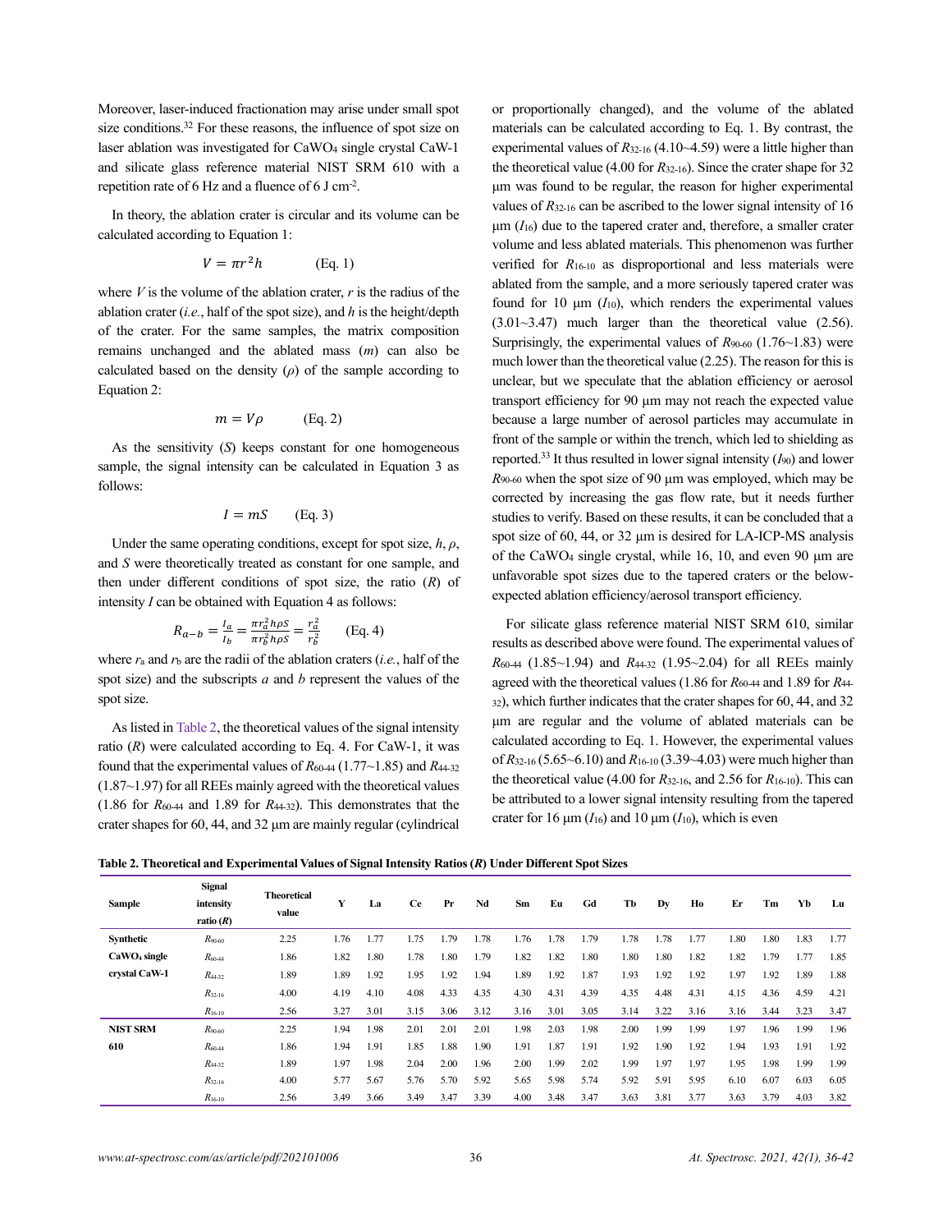Moreover, laser-induced fractionation may arise under small spot size conditions.[32] For these reasons, the influence of spot size on laser ablation was investigated for $CaWO_4$ single crystal CaW-1 and silicate glass reference material NIST SRM 610 with a repetition rate of 6 Hz and a fluence of 6 J cm$^{-2}$.

In theory, the ablation crater is circular and its volume can be calculated according to Equation 1:

$$V = \pi r^2 h \qquad \text{(Eq. 1)}$$

where $V$ is the volume of the ablation crater, $r$ is the radius of the ablation crater (*i.e.*, half of the spot size), and $h$ is the height/depth of the crater. For the same samples, the matrix composition remains unchanged and the ablated mass ($m$) can also be calculated based on the density ($\rho$) of the sample according to Equation 2:

$$m = V\rho \qquad \text{(Eq. 2)}$$

As the sensitivity ($S$) keeps constant for one homogeneous sample, the signal intensity can be calculated in Equation 3 as follows:

$$I = mS \qquad \text{(Eq. 3)}$$

Under the same operating conditions, except for spot size, $h$, $\rho$, and $S$ were theoretically treated as constant for one sample, and then under different conditions of spot size, the ratio ($R$) of intensity $I$ can be obtained with Equation 4 as follows:

$$R_{a-b} = \frac{I_a}{I_b} = \frac{\pi r_a^2 h \rho S}{\pi r_b^2 h \rho S} = \frac{r_a^2}{r_b^2} \qquad \text{(Eq. 4)}$$

where $r_a$ and $r_b$ are the radii of the ablation craters (*i.e.*, half of the spot size) and the subscripts $a$ and $b$ represent the values of the spot size.

As listed in Table 2, the theoretical values of the signal intensity ratio ($R$) were calculated according to Eq. 4. For CaW-1, it was found that the experimental values of $R_{60\text{-}44}$ (1.77~1.85) and $R_{44\text{-}32}$ (1.87~1.97) for all REEs mainly agreed with the theoretical values (1.86 for $R_{60\text{-}44}$ and 1.89 for $R_{44\text{-}32}$). This demonstrates that the crater shapes for 60, 44, and 32 µm are mainly regular (cylindrical or proportionally changed), and the volume of the ablated materials can be calculated according to Eq. 1. By contrast, the experimental values of $R_{32\text{-}16}$ (4.10~4.59) were a little higher than the theoretical value (4.00 for $R_{32\text{-}16}$). Since the crater shape for 32 µm was found to be regular, the reason for higher experimental values of $R_{32\text{-}16}$ can be ascribed to the lower signal intensity of 16 µm ($I_{16}$) due to the tapered crater and, therefore, a smaller crater volume and less ablated materials. This phenomenon was further verified for $R_{16\text{-}10}$ as disproportional and less materials were ablated from the sample, and a more seriously tapered crater was found for 10 µm ($I_{10}$), which renders the experimental values (3.01~3.47) much larger than the theoretical value (2.56). Surprisingly, the experimental values of $R_{90\text{-}60}$ (1.76~1.83) were much lower than the theoretical value (2.25). The reason for this is unclear, but we speculate that the ablation efficiency or aerosol transport efficiency for 90 µm may not reach the expected value because a large number of aerosol particles may accumulate in front of the sample or within the trench, which led to shielding as reported.[33] It thus resulted in lower signal intensity ($I_{90}$) and lower $R_{90\text{-}60}$ when the spot size of 90 µm was employed, which may be corrected by increasing the gas flow rate, but it needs further studies to verify. Based on these results, it can be concluded that a spot size of 60, 44, or 32 µm is desired for LA-ICP-MS analysis of the $CaWO_4$ single crystal, while 16, 10, and even 90 µm are unfavorable spot sizes due to the tapered craters or the below-expected ablation efficiency/aerosol transport efficiency.

For silicate glass reference material NIST SRM 610, similar results as described above were found. The experimental values of $R_{60\text{-}44}$ (1.85~1.94) and $R_{44\text{-}32}$ (1.95~2.04) for all REEs mainly agreed with the theoretical values (1.86 for $R_{60\text{-}44}$ and 1.89 for $R_{44\text{-}32}$), which further indicates that the crater shapes for 60, 44, and 32 µm are regular and the volume of ablated materials can be calculated according to Eq. 1. However, the experimental values of $R_{32\text{-}16}$ (5.65~6.10) and $R_{16\text{-}10}$ (3.39~4.03) were much higher than the theoretical value (4.00 for $R_{32\text{-}16}$, and 2.56 for $R_{16\text{-}10}$). This can be attributed to a lower signal intensity resulting from the tapered crater for 16 µm ($I_{16}$) and 10 µm ($I_{10}$), which is even

**Table 2. Theoretical and Experimental Values of Signal Intensity Ratios (*R*) Under Different Spot Sizes**

| Sample | Signal intensity ratio (*R*) | Theoretical value | Y | La | Ce | Pr | Nd | Sm | Eu | Gd | Tb | Dy | Ho | Er | Tm | Yb | Lu |
|---|---|---|---|---|---|---|---|---|---|---|---|---|---|---|---|---|---|
| Synthetic $CaWO_4$ single crystal CaW-1 | $R_{90\text{-}60}$ | 2.25 | 1.76 | 1.77 | 1.75 | 1.79 | 1.78 | 1.76 | 1.78 | 1.79 | 1.78 | 1.78 | 1.77 | 1.80 | 1.80 | 1.83 | 1.77 |
| | $R_{60\text{-}44}$ | 1.86 | 1.82 | 1.80 | 1.78 | 1.80 | 1.79 | 1.82 | 1.82 | 1.80 | 1.80 | 1.80 | 1.82 | 1.82 | 1.79 | 1.77 | 1.85 |
| | $R_{44\text{-}32}$ | 1.89 | 1.89 | 1.92 | 1.95 | 1.92 | 1.94 | 1.89 | 1.92 | 1.87 | 1.93 | 1.92 | 1.92 | 1.97 | 1.92 | 1.89 | 1.88 |
| | $R_{32\text{-}16}$ | 4.00 | 4.19 | 4.10 | 4.08 | 4.33 | 4.35 | 4.30 | 4.31 | 4.39 | 4.35 | 4.48 | 4.31 | 4.15 | 4.36 | 4.59 | 4.21 |
| | $R_{16\text{-}10}$ | 2.56 | 3.27 | 3.01 | 3.15 | 3.06 | 3.12 | 3.16 | 3.01 | 3.05 | 3.14 | 3.22 | 3.16 | 3.16 | 3.44 | 3.23 | 3.47 |
| NIST SRM 610 | $R_{90\text{-}60}$ | 2.25 | 1.94 | 1.98 | 2.01 | 2.01 | 2.01 | 1.98 | 2.03 | 1.98 | 2.00 | 1.99 | 1.99 | 1.97 | 1.96 | 1.99 | 1.96 |
| | $R_{60\text{-}44}$ | 1.86 | 1.94 | 1.91 | 1.85 | 1.88 | 1.90 | 1.91 | 1.87 | 1.91 | 1.92 | 1.90 | 1.92 | 1.94 | 1.93 | 1.91 | 1.92 |
| | $R_{44\text{-}32}$ | 1.89 | 1.97 | 1.98 | 2.04 | 2.00 | 1.96 | 2.00 | 1.99 | 2.02 | 1.99 | 1.97 | 1.97 | 1.95 | 1.98 | 1.99 | 1.99 |
| | $R_{32\text{-}16}$ | 4.00 | 5.77 | 5.67 | 5.76 | 5.70 | 5.92 | 5.65 | 5.98 | 5.74 | 5.92 | 5.91 | 5.95 | 6.10 | 6.07 | 6.03 | 6.05 |
| | $R_{16\text{-}10}$ | 2.56 | 3.49 | 3.66 | 3.49 | 3.47 | 3.39 | 4.00 | 3.48 | 3.47 | 3.63 | 3.81 | 3.77 | 3.63 | 3.79 | 4.03 | 3.82 |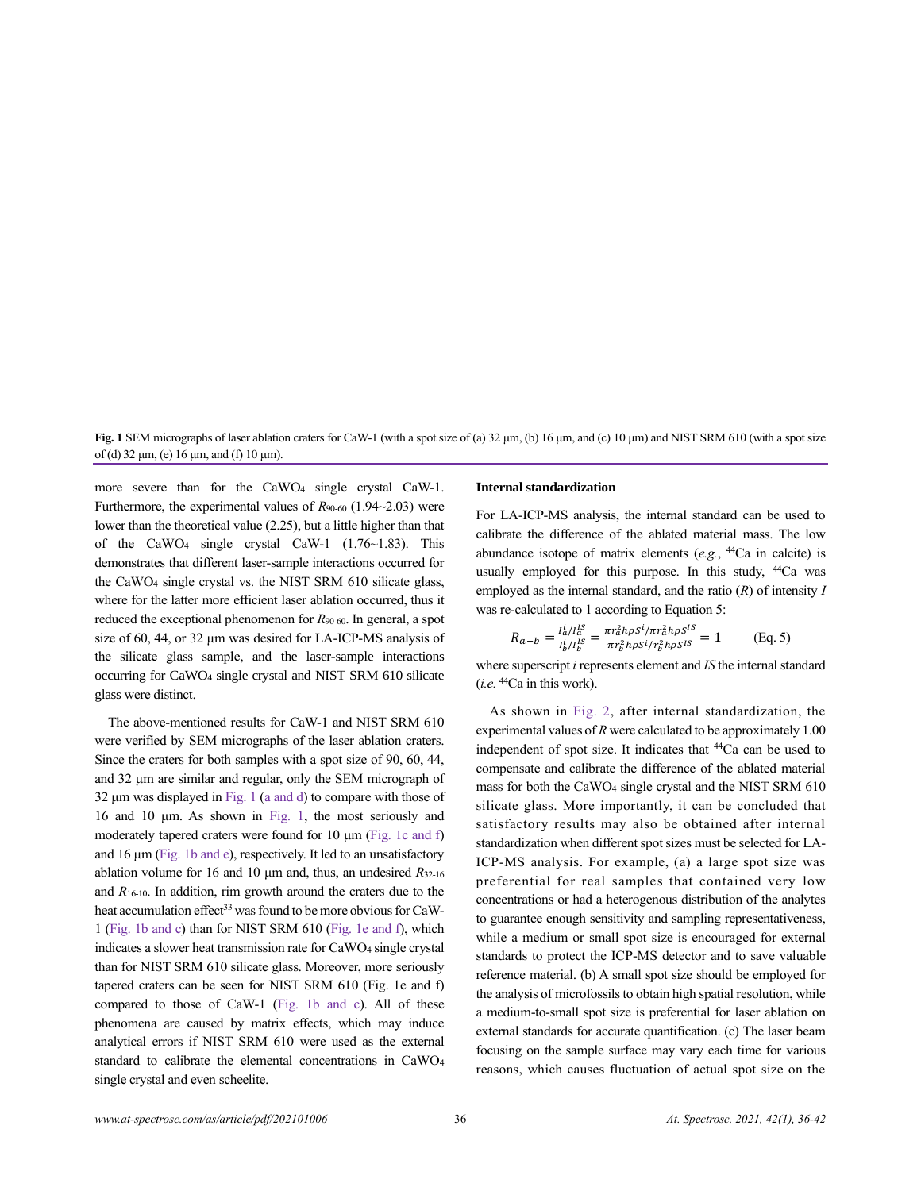**Fig. 1** SEM micrographs of laser ablation craters for CaW-1 (with a spot size of (a) 32 μm, (b) 16 μm, and (c) 10 μm) and NIST SRM 610 (with a spot size of (d) 32 μm, (e) 16 μm, and (f) 10 μm).

more severe than for the $CaWO_4$ single crystal CaW-1. Furthermore, the experimental values of $R_{90\text{-}60}$ (1.94~2.03) were lower than the theoretical value (2.25), but a little higher than that of the $CaWO_4$ single crystal CaW-1 (1.76~1.83). This demonstrates that different laser-sample interactions occurred for the $CaWO_4$ single crystal vs. the NIST SRM 610 silicate glass, where for the latter more efficient laser ablation occurred, thus it reduced the exceptional phenomenon for $R_{90\text{-}60}$. In general, a spot size of 60, 44, or 32 μm was desired for LA-ICP-MS analysis of the silicate glass sample, and the laser-sample interactions occurring for $CaWO_4$ single crystal and NIST SRM 610 silicate glass were distinct.

The above-mentioned results for CaW-1 and NIST SRM 610 were verified by SEM micrographs of the laser ablation craters. Since the craters for both samples with a spot size of 90, 60, 44, and 32 μm are similar and regular, only the SEM micrograph of 32 μm was displayed in Fig. 1 (a and d) to compare with those of 16 and 10 μm. As shown in Fig. 1, the most seriously and moderately tapered craters were found for 10 μm (Fig. 1c and f) and 16 μm (Fig. 1b and e), respectively. It led to an unsatisfactory ablation volume for 16 and 10 μm and, thus, an undesired $R_{32\text{-}16}$ and $R_{16\text{-}10}$. In addition, rim growth around the craters due to the heat accumulation effect[33] was found to be more obvious for CaW-1 (Fig. 1b and c) than for NIST SRM 610 (Fig. 1e and f), which indicates a slower heat transmission rate for $CaWO_4$ single crystal than for NIST SRM 610 silicate glass. Moreover, more seriously tapered craters can be seen for NIST SRM 610 (Fig. 1e and f) compared to those of CaW-1 (Fig. 1b and c). All of these phenomena are caused by matrix effects, which may induce analytical errors if NIST SRM 610 were used as the external standard to calibrate the elemental concentrations in $CaWO_4$ single crystal and even scheelite.

**Internal standardization**

For LA-ICP-MS analysis, the internal standard can be used to calibrate the difference of the ablated material mass. The low abundance isotope of matrix elements (*e.g.*, $^{44}$Ca in calcite) is usually employed for this purpose. In this study, $^{44}$Ca was employed as the internal standard, and the ratio ($R$) of intensity $I$ was re-calculated to 1 according to Equation 5:

$$R_{a-b} = \frac{I_a^i/I_a^{IS}}{I_b^i/I_b^{IS}} = \frac{\pi r_a^2 h\rho S^i/\pi r_a^2 h\rho S^{IS}}{\pi r_b^2 h\rho S^i/r_b^2 h\rho S^{IS}} = 1 \qquad \text{(Eq. 5)}$$

where superscript $i$ represents element and $IS$ the internal standard (*i.e.* $^{44}$Ca in this work).

As shown in Fig. 2, after internal standardization, the experimental values of $R$ were calculated to be approximately 1.00 independent of spot size. It indicates that $^{44}$Ca can be used to compensate and calibrate the difference of the ablated material mass for both the $CaWO_4$ single crystal and the NIST SRM 610 silicate glass. More importantly, it can be concluded that satisfactory results may also be obtained after internal standardization when different spot sizes must be selected for LA-ICP-MS analysis. For example, (a) a large spot size was preferential for real samples that contained very low concentrations or had a heterogenous distribution of the analytes to guarantee enough sensitivity and sampling representativeness, while a medium or small spot size is encouraged for external standards to protect the ICP-MS detector and to save valuable reference material. (b) A small spot size should be employed for the analysis of microfossils to obtain high spatial resolution, while a medium-to-small spot size is preferential for laser ablation on external standards for accurate quantification. (c) The laser beam focusing on the sample surface may vary each time for various reasons, which causes fluctuation of actual spot size on the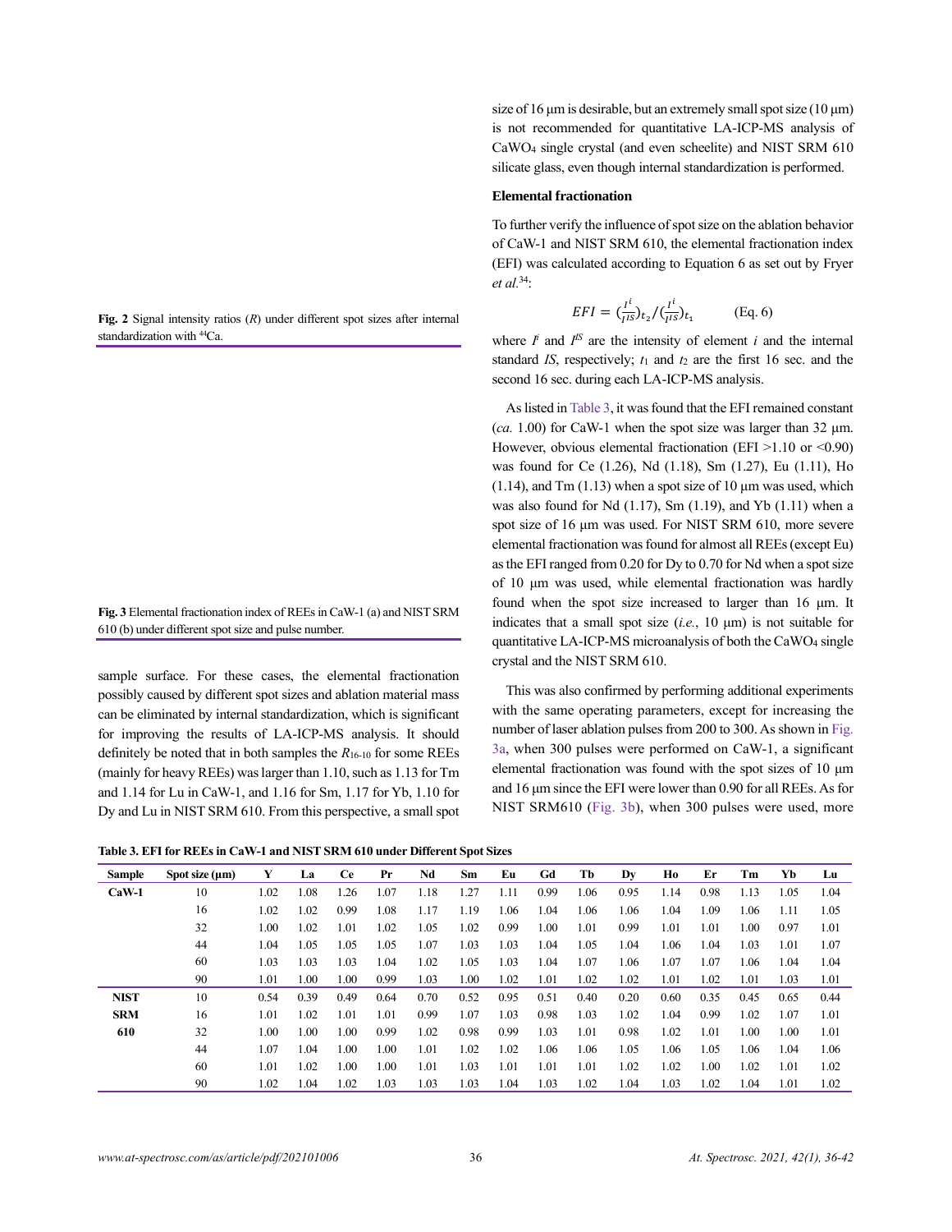**Fig. 2** Signal intensity ratios ($R$) under different spot sizes after internal standardization with $^{44}Ca$.

**Fig. 3** Elemental fractionation index of REEs in CaW-1 (a) and NIST SRM 610 (b) under different spot size and pulse number.

sample surface. For these cases, the elemental fractionation possibly caused by different spot sizes and ablation material mass can be eliminated by internal standardization, which is significant for improving the results of LA-ICP-MS analysis. It should definitely be noted that in both samples the $R_{16\text{-}10}$ for some REEs (mainly for heavy REEs) was larger than 1.10, such as 1.13 for Tm and 1.14 for Lu in CaW-1, and 1.16 for Sm, 1.17 for Yb, 1.10 for Dy and Lu in NIST SRM 610. From this perspective, a small spot size of 16 μm is desirable, but an extremely small spot size (10 μm) is not recommended for quantitative LA-ICP-MS analysis of $CaWO_4$ single crystal (and even scheelite) and NIST SRM 610 silicate glass, even though internal standardization is performed.

**Elemental fractionation**

To further verify the influence of spot size on the ablation behavior of CaW-1 and NIST SRM 610, the elemental fractionation index (EFI) was calculated according to Equation 6 as set out by Fryer *et al.*[34]:

$$EFI = \left(\frac{I^i}{I^{IS}}\right)_{t_2} / \left(\frac{I^i}{I^{IS}}\right)_{t_1} \qquad \text{(Eq. 6)}$$

where $I^i$ and $I^{IS}$ are the intensity of element $i$ and the internal standard $IS$, respectively; $t_1$ and $t_2$ are the first 16 sec. and the second 16 sec. during each LA-ICP-MS analysis.

As listed in Table 3, it was found that the EFI remained constant (*ca.* 1.00) for CaW-1 when the spot size was larger than 32 μm. However, obvious elemental fractionation (EFI >1.10 or <0.90) was found for Ce (1.26), Nd (1.18), Sm (1.27), Eu (1.11), Ho (1.14), and Tm (1.13) when a spot size of 10 μm was used, which was also found for Nd (1.17), Sm (1.19), and Yb (1.11) when a spot size of 16 μm was used. For NIST SRM 610, more severe elemental fractionation was found for almost all REEs (except Eu) as the EFI ranged from 0.20 for Dy to 0.70 for Nd when a spot size of 10 μm was used, while elemental fractionation was hardly found when the spot size increased to larger than 16 μm. It indicates that a small spot size (*i.e.*, 10 μm) is not suitable for quantitative LA-ICP-MS microanalysis of both the $CaWO_4$ single crystal and the NIST SRM 610.

This was also confirmed by performing additional experiments with the same operating parameters, except for increasing the number of laser ablation pulses from 200 to 300. As shown in Fig. 3a, when 300 pulses were performed on CaW-1, a significant elemental fractionation was found with the spot sizes of 10 μm and 16 μm since the EFI were lower than 0.90 for all REEs. As for NIST SRM610 (Fig. 3b), when 300 pulses were used, more

**Table 3. EFI for REEs in CaW-1 and NIST SRM 610 under Different Spot Sizes**

| Sample | Spot size (μm) | Y | La | Ce | Pr | Nd | Sm | Eu | Gd | Tb | Dy | Ho | Er | Tm | Yb | Lu |
|---|---|---|---|---|---|---|---|---|---|---|---|---|---|---|---|---|
| **CaW-1** | 10 | 1.02 | 1.08 | 1.26 | 1.07 | 1.18 | 1.27 | 1.11 | 0.99 | 1.06 | 0.95 | 1.14 | 0.98 | 1.13 | 1.05 | 1.04 |
| | 16 | 1.02 | 1.02 | 0.99 | 1.08 | 1.17 | 1.19 | 1.06 | 1.04 | 1.06 | 1.06 | 1.04 | 1.09 | 1.06 | 1.11 | 1.05 |
| | 32 | 1.00 | 1.02 | 1.01 | 1.02 | 1.05 | 1.02 | 0.99 | 1.00 | 1.01 | 0.99 | 1.01 | 1.01 | 1.00 | 0.97 | 1.01 |
| | 44 | 1.04 | 1.05 | 1.05 | 1.05 | 1.07 | 1.03 | 1.03 | 1.04 | 1.05 | 1.04 | 1.06 | 1.04 | 1.03 | 1.01 | 1.07 |
| | 60 | 1.03 | 1.03 | 1.03 | 1.04 | 1.02 | 1.05 | 1.03 | 1.04 | 1.07 | 1.06 | 1.07 | 1.07 | 1.06 | 1.04 | 1.04 |
| | 90 | 1.01 | 1.00 | 1.00 | 0.99 | 1.03 | 1.00 | 1.02 | 1.01 | 1.02 | 1.02 | 1.01 | 1.02 | 1.01 | 1.03 | 1.01 |
| **NIST SRM 610** | 10 | 0.54 | 0.39 | 0.49 | 0.64 | 0.70 | 0.52 | 0.95 | 0.51 | 0.40 | 0.20 | 0.60 | 0.35 | 0.45 | 0.65 | 0.44 |
| | 16 | 1.01 | 1.02 | 1.01 | 1.01 | 0.99 | 1.07 | 1.03 | 0.98 | 1.03 | 1.02 | 1.04 | 0.99 | 1.02 | 1.07 | 1.01 |
| | 32 | 1.00 | 1.00 | 1.00 | 0.99 | 1.02 | 0.98 | 0.99 | 1.03 | 1.01 | 0.98 | 1.02 | 1.01 | 1.00 | 1.00 | 1.01 |
| | 44 | 1.07 | 1.04 | 1.00 | 1.00 | 1.01 | 1.02 | 1.02 | 1.06 | 1.06 | 1.05 | 1.06 | 1.05 | 1.06 | 1.04 | 1.06 |
| | 60 | 1.01 | 1.02 | 1.00 | 1.00 | 1.01 | 1.03 | 1.01 | 1.01 | 1.01 | 1.02 | 1.02 | 1.00 | 1.02 | 1.01 | 1.02 |
| | 90 | 1.02 | 1.04 | 1.02 | 1.03 | 1.03 | 1.03 | 1.04 | 1.03 | 1.02 | 1.04 | 1.03 | 1.02 | 1.04 | 1.01 | 1.02 |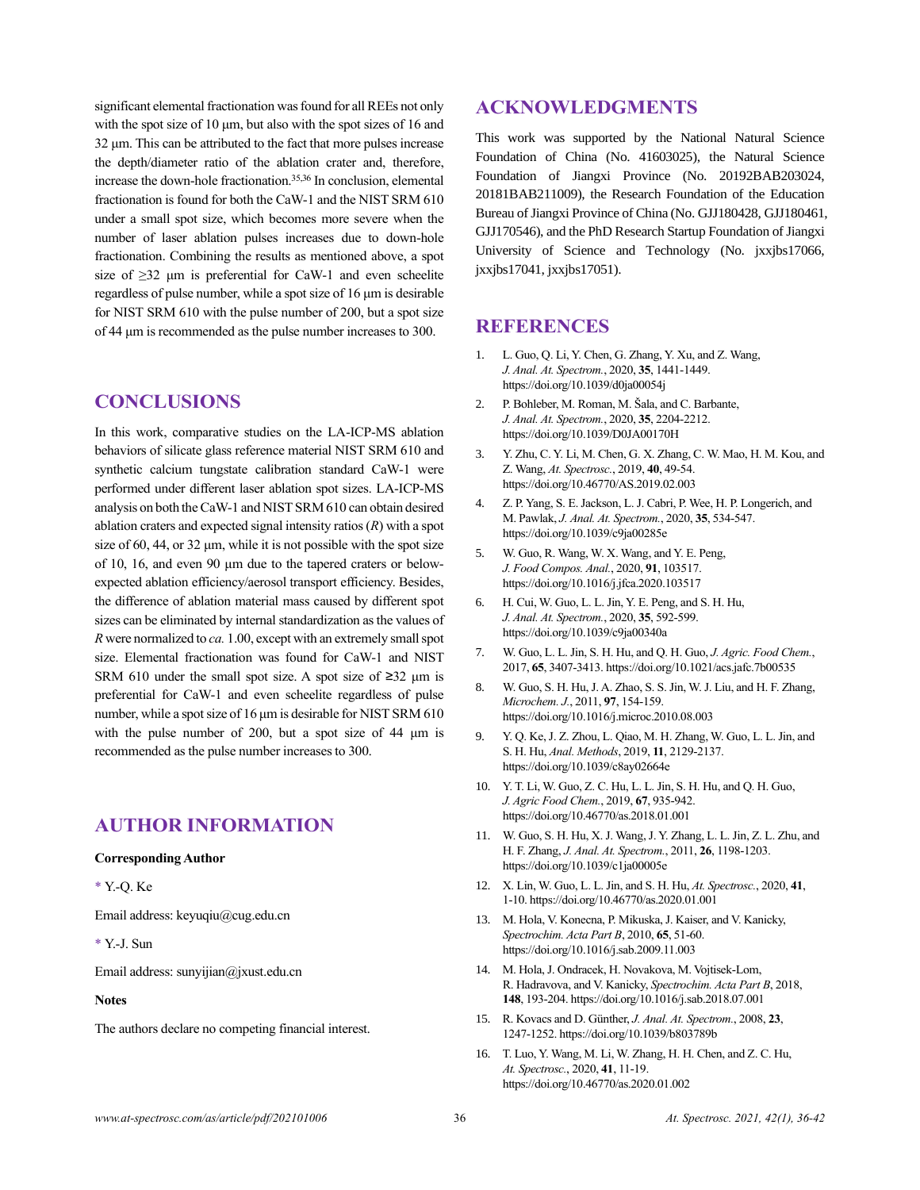significant elemental fractionation was found for all REEs not only with the spot size of 10 μm, but also with the spot sizes of 16 and 32 μm. This can be attributed to the fact that more pulses increase the depth/diameter ratio of the ablation crater and, therefore, increase the down-hole fractionation.[35,36] In conclusion, elemental fractionation is found for both the CaW-1 and the NIST SRM 610 under a small spot size, which becomes more severe when the number of laser ablation pulses increases due to down-hole fractionation. Combining the results as mentioned above, a spot size of ≥32 μm is preferential for CaW-1 and even scheelite regardless of pulse number, while a spot size of 16 μm is desirable for NIST SRM 610 with the pulse number of 200, but a spot size of 44 μm is recommended as the pulse number increases to 300.

## CONCLUSIONS

In this work, comparative studies on the LA-ICP-MS ablation behaviors of silicate glass reference material NIST SRM 610 and synthetic calcium tungstate calibration standard CaW-1 were performed under different laser ablation spot sizes. LA-ICP-MS analysis on both the CaW-1 and NIST SRM 610 can obtain desired ablation craters and expected signal intensity ratios (*R*) with a spot size of 60, 44, or 32 μm, while it is not possible with the spot size of 10, 16, and even 90 μm due to the tapered craters or below-expected ablation efficiency/aerosol transport efficiency. Besides, the difference of ablation material mass caused by different spot sizes can be eliminated by internal standardization as the values of *R* were normalized to *ca.* 1.00, except with an extremely small spot size. Elemental fractionation was found for CaW-1 and NIST SRM 610 under the small spot size. A spot size of ≥32 μm is preferential for CaW-1 and even scheelite regardless of pulse number, while a spot size of 16 μm is desirable for NIST SRM 610 with the pulse number of 200, but a spot size of 44 μm is recommended as the pulse number increases to 300.

## AUTHOR INFORMATION

**Corresponding Author**

* Y.-Q. Ke

Email address: keyuqiu@cug.edu.cn

* Y.-J. Sun

Email address: sunyijian@jxust.edu.cn

**Notes**

The authors declare no competing financial interest.

## ACKNOWLEDGMENTS

This work was supported by the National Natural Science Foundation of China (No. 41603025), the Natural Science Foundation of Jiangxi Province (No. 20192BAB203024, 20181BAB211009), the Research Foundation of the Education Bureau of Jiangxi Province of China (No. GJJ180428, GJJ180461, GJJ170546), and the PhD Research Startup Foundation of Jiangxi University of Science and Technology (No. jxxjbs17066, jxxjbs17041, jxxjbs17051).

## REFERENCES

1. L. Guo, Q. Li, Y. Chen, G. Zhang, Y. Xu, and Z. Wang, *J. Anal. At. Spectrom.*, 2020, **35**, 1441-1449. https://doi.org/10.1039/d0ja00054j
2. P. Bohleber, M. Roman, M. Šala, and C. Barbante, *J. Anal. At. Spectrom.*, 2020, **35**, 2204-2212. https://doi.org/10.1039/D0JA00170H
3. Y. Zhu, C. Y. Li, M. Chen, G. X. Zhang, C. W. Mao, H. M. Kou, and Z. Wang, *At. Spectrosc.*, 2019, **40**, 49-54. https://doi.org/10.46770/AS.2019.02.003
4. Z. P. Yang, S. E. Jackson, L. J. Cabri, P. Wee, H. P. Longerich, and M. Pawlak, *J. Anal. At. Spectrom.*, 2020, **35**, 534-547. https://doi.org/10.1039/c9ja00285e
5. W. Guo, R. Wang, W. X. Wang, and Y. E. Peng, *J. Food Compos. Anal.*, 2020, **91**, 103517. https://doi.org/10.1016/j.jfca.2020.103517
6. H. Cui, W. Guo, L. L. Jin, Y. E. Peng, and S. H. Hu, *J. Anal. At. Spectrom.*, 2020, **35**, 592-599. https://doi.org/10.1039/c9ja00340a
7. W. Guo, L. L. Jin, S. H. Hu, and Q. H. Guo, *J. Agric. Food Chem.*, 2017, **65**, 3407-3413. https://doi.org/10.1021/acs.jafc.7b00535
8. W. Guo, S. H. Hu, J. A. Zhao, S. S. Jin, W. J. Liu, and H. F. Zhang, *Microchem. J.*, 2011, **97**, 154-159. https://doi.org/10.1016/j.microc.2010.08.003
9. Y. Q. Ke, J. Z. Zhou, L. Qiao, M. H. Zhang, W. Guo, L. L. Jin, and S. H. Hu, *Anal. Methods*, 2019, **11**, 2129-2137. https://doi.org/10.1039/c8ay02664e
10. Y. T. Li, W. Guo, Z. C. Hu, L. L. Jin, S. H. Hu, and Q. H. Guo, *J. Agric Food Chem.*, 2019, **67**, 935-942. https://doi.org/10.46770/as.2018.01.001
11. W. Guo, S. H. Hu, X. J. Wang, J. Y. Zhang, L. L. Jin, Z. L. Zhu, and H. F. Zhang, *J. Anal. At. Spectrom.*, 2011, **26**, 1198-1203. https://doi.org/10.1039/c1ja00005e
12. X. Lin, W. Guo, L. L. Jin, and S. H. Hu, *At. Spectrosc.*, 2020, **41**, 1-10. https://doi.org/10.46770/as.2020.01.001
13. M. Hola, V. Konecna, P. Mikuska, J. Kaiser, and V. Kanicky, *Spectrochim. Acta Part B*, 2010, **65**, 51-60. https://doi.org/10.1016/j.sab.2009.11.003
14. M. Hola, J. Ondracek, H. Novakova, M. Vojtisek-Lom, R. Hadravova, and V. Kanicky, *Spectrochim. Acta Part B*, 2018, **148**, 193-204. https://doi.org/10.1016/j.sab.2018.07.001
15. R. Kovacs and D. Günther, *J. Anal. At. Spectrom.*, 2008, **23**, 1247-1252. https://doi.org/10.1039/b803789b
16. T. Luo, Y. Wang, M. Li, W. Zhang, H. H. Chen, and Z. C. Hu, *At. Spectrosc.*, 2020, **41**, 11-19. https://doi.org/10.46770/as.2020.01.002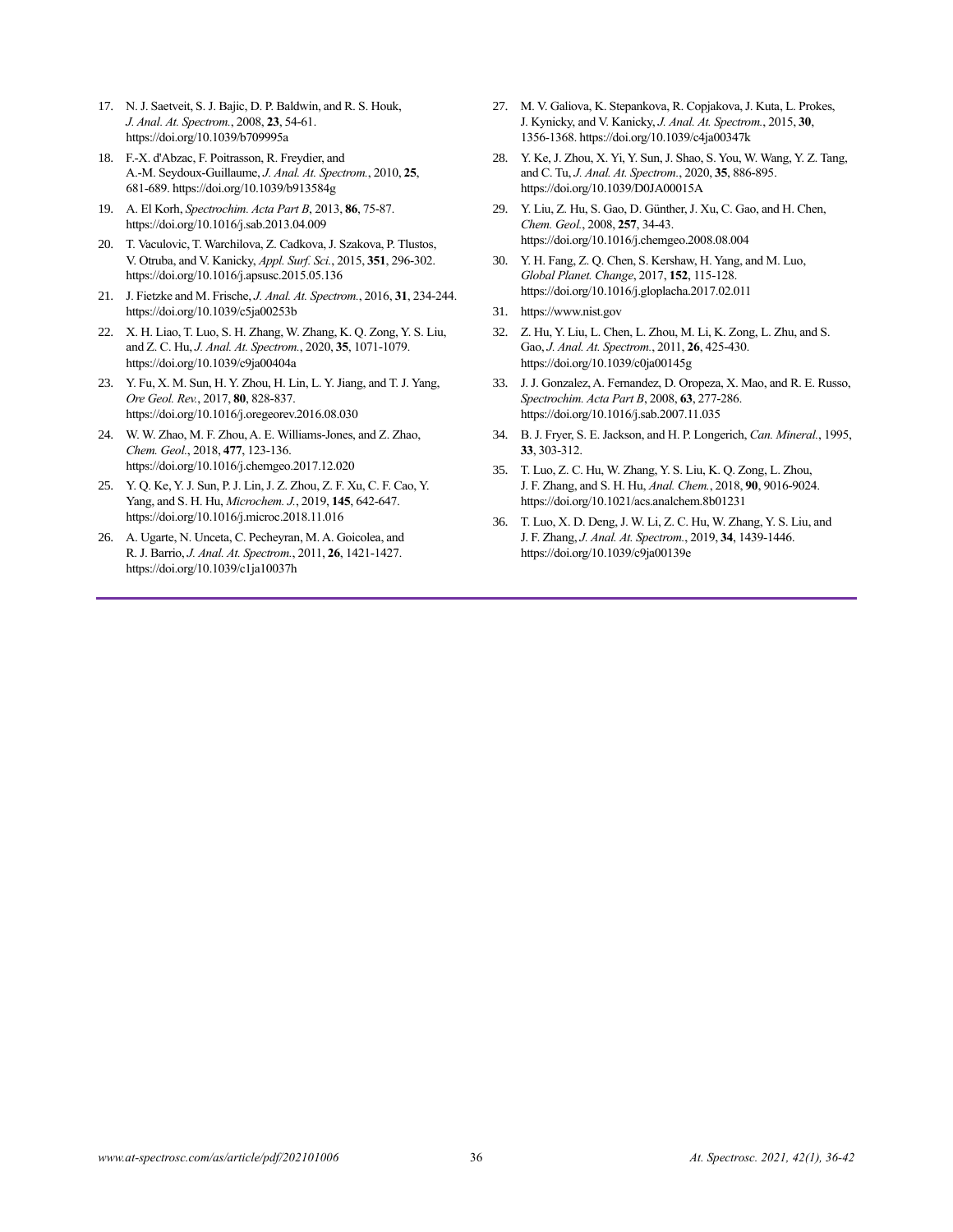17. N. J. Saetveit, S. J. Bajic, D. P. Baldwin, and R. S. Houk, *J. Anal. At. Spectrom.*, 2008, **23**, 54-61. https://doi.org/10.1039/b709995a

18. F.-X. d'Abzac, F. Poitrasson, R. Freydier, and A.-M. Seydoux-Guillaume, *J. Anal. At. Spectrom.*, 2010, **25**, 681-689. https://doi.org/10.1039/b913584g

19. A. El Korh, *Spectrochim. Acta Part B*, 2013, **86**, 75-87. https://doi.org/10.1016/j.sab.2013.04.009

20. T. Vaculovic, T. Warchilova, Z. Cadkova, J. Szakova, P. Tlustos, V. Otruba, and V. Kanicky, *Appl. Surf. Sci.*, 2015, **351**, 296-302. https://doi.org/10.1016/j.apsusc.2015.05.136

21. J. Fietzke and M. Frische, *J. Anal. At. Spectrom.*, 2016, **31**, 234-244. https://doi.org/10.1039/c5ja00253b

22. X. H. Liao, T. Luo, S. H. Zhang, W. Zhang, K. Q. Zong, Y. S. Liu, and Z. C. Hu, *J. Anal. At. Spectrom.*, 2020, **35**, 1071-1079. https://doi.org/10.1039/c9ja00404a

23. Y. Fu, X. M. Sun, H. Y. Zhou, H. Lin, L. Y. Jiang, and T. J. Yang, *Ore Geol. Rev.*, 2017, **80**, 828-837. https://doi.org/10.1016/j.oregeorev.2016.08.030

24. W. W. Zhao, M. F. Zhou, A. E. Williams-Jones, and Z. Zhao, *Chem. Geol.*, 2018, **477**, 123-136. https://doi.org/10.1016/j.chemgeo.2017.12.020

25. Y. Q. Ke, Y. J. Sun, P. J. Lin, J. Z. Zhou, Z. F. Xu, C. F. Cao, Y. Yang, and S. H. Hu, *Microchem. J.*, 2019, **145**, 642-647. https://doi.org/10.1016/j.microc.2018.11.016

26. A. Ugarte, N. Unceta, C. Pecheyran, M. A. Goicolea, and R. J. Barrio, *J. Anal. At. Spectrom.*, 2011, **26**, 1421-1427. https://doi.org/10.1039/c1ja10037h

27. M. V. Galiova, K. Stepankova, R. Copjakova, J. Kuta, L. Prokes, J. Kynicky, and V. Kanicky, *J. Anal. At. Spectrom.*, 2015, **30**, 1356-1368. https://doi.org/10.1039/c4ja00347k

28. Y. Ke, J. Zhou, X. Yi, Y. Sun, J. Shao, S. You, W. Wang, Y. Z. Tang, and C. Tu, *J. Anal. At. Spectrom.*, 2020, **35**, 886-895. https://doi.org/10.1039/D0JA00015A

29. Y. Liu, Z. Hu, S. Gao, D. Günther, J. Xu, C. Gao, and H. Chen, *Chem. Geol.*, 2008, **257**, 34-43. https://doi.org/10.1016/j.chemgeo.2008.08.004

30. Y. H. Fang, Z. Q. Chen, S. Kershaw, H. Yang, and M. Luo, *Global Planet. Change*, 2017, **152**, 115-128. https://doi.org/10.1016/j.gloplacha.2017.02.011

31. https://www.nist.gov

32. Z. Hu, Y. Liu, L. Chen, L. Zhou, M. Li, K. Zong, L. Zhu, and S. Gao, *J. Anal. At. Spectrom.*, 2011, **26**, 425-430. https://doi.org/10.1039/c0ja00145g

33. J. J. Gonzalez, A. Fernandez, D. Oropeza, X. Mao, and R. E. Russo, *Spectrochim. Acta Part B*, 2008, **63**, 277-286. https://doi.org/10.1016/j.sab.2007.11.035

34. B. J. Fryer, S. E. Jackson, and H. P. Longerich, *Can. Mineral.*, 1995, **33**, 303-312.

35. T. Luo, Z. C. Hu, W. Zhang, Y. S. Liu, K. Q. Zong, L. Zhou, J. F. Zhang, and S. H. Hu, *Anal. Chem.*, 2018, **90**, 9016-9024. https://doi.org/10.1021/acs.analchem.8b01231

36. T. Luo, X. D. Deng, J. W. Li, Z. C. Hu, W. Zhang, Y. S. Liu, and J. F. Zhang, *J. Anal. At. Spectrom.*, 2019, **34**, 1439-1446. https://doi.org/10.1039/c9ja00139e